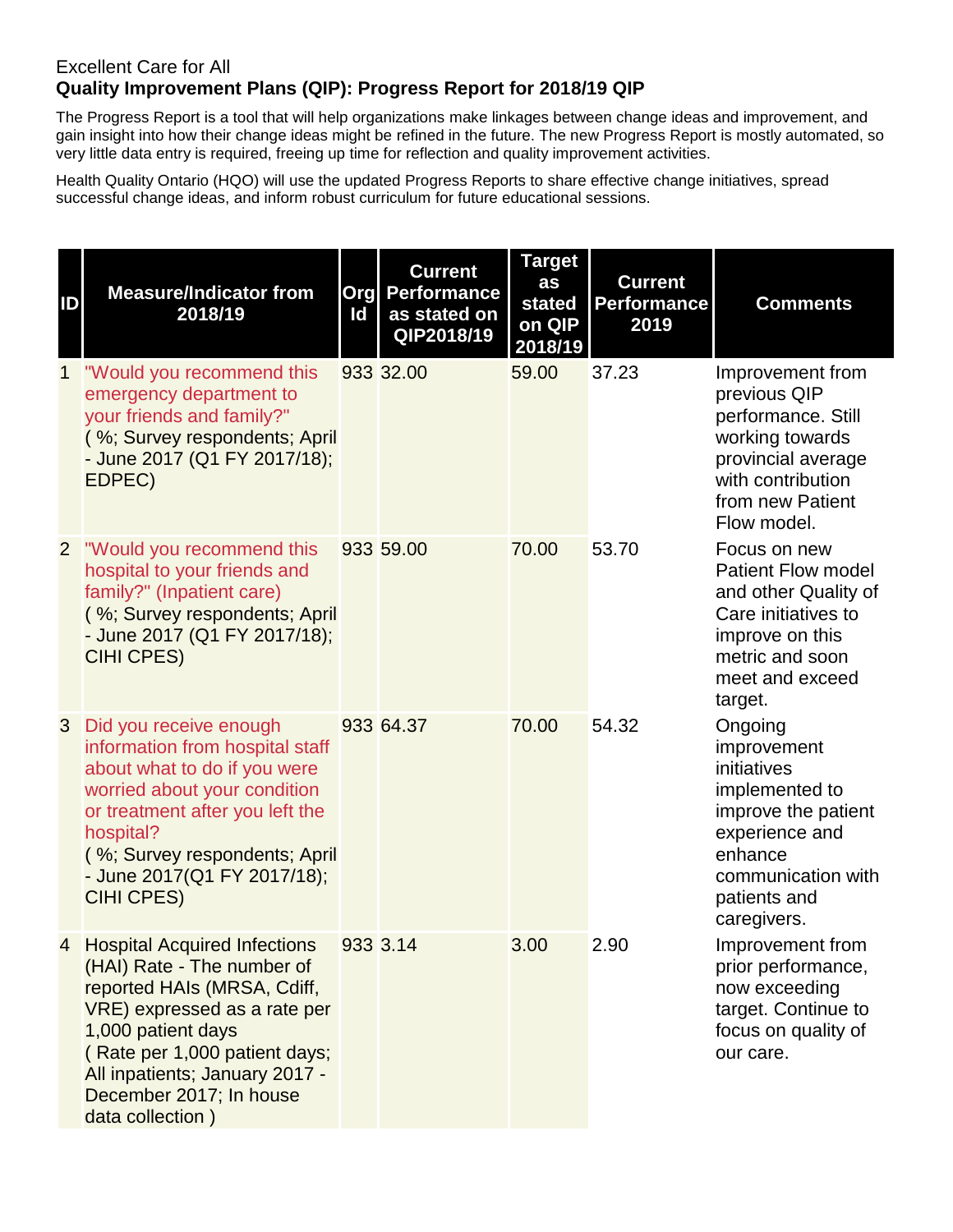Excellent Care for All

**Quality Improvement Plans (QIP): Progress Report for 2018/19 QIP**

The Progress Report is a tool that will help organizations make linkages between change ideas and improvement, and gain insight into how their change ideas might be refined in the future. The new Progress Report is mostly automated, so very little data entry is required, freeing up time for reflection and quality improvement activities.

Health Quality Ontario (HQO) will use the updated Progress Reports to share effective change initiatives, spread successful change ideas, and inform robust curriculum for future educational sessions.

| ID | Measure/Indicator from 2018/19 | Org Id | Current Performance as stated on QIP2018/19 | Target as stated on QIP 2018/19 | Current Performance 2019 | Comments |
|---|---|---|---|---|---|---|
| 1 | "Would you recommend this emergency department to your friends and family?" ( %; Survey respondents; April - June 2017 (Q1 FY 2017/18); EDPEC) | 933 | 32.00 | 59.00 | 37.23 | Improvement from previous QIP performance. Still working towards provincial average with contribution from new Patient Flow model. |
| 2 | "Would you recommend this hospital to your friends and family?" (Inpatient care) ( %; Survey respondents; April - June 2017 (Q1 FY 2017/18); CIHI CPES) | 933 | 59.00 | 70.00 | 53.70 | Focus on new Patient Flow model and other Quality of Care initiatives to improve on this metric and soon meet and exceed target. |
| 3 | Did you receive enough information from hospital staff about what to do if you were worried about your condition or treatment after you left the hospital? ( %; Survey respondents; April - June 2017(Q1 FY 2017/18); CIHI CPES) | 933 | 64.37 | 70.00 | 54.32 | Ongoing improvement initiatives implemented to improve the patient experience and enhance communication with patients and caregivers. |
| 4 | Hospital Acquired Infections (HAI) Rate - The number of reported HAIs (MRSA, Cdiff, VRE) expressed as a rate per 1,000 patient days ( Rate per 1,000 patient days; All inpatients; January 2017 - December 2017; In house data collection ) | 933 | 3.14 | 3.00 | 2.90 | Improvement from prior performance, now exceeding target. Continue to focus on quality of our care. |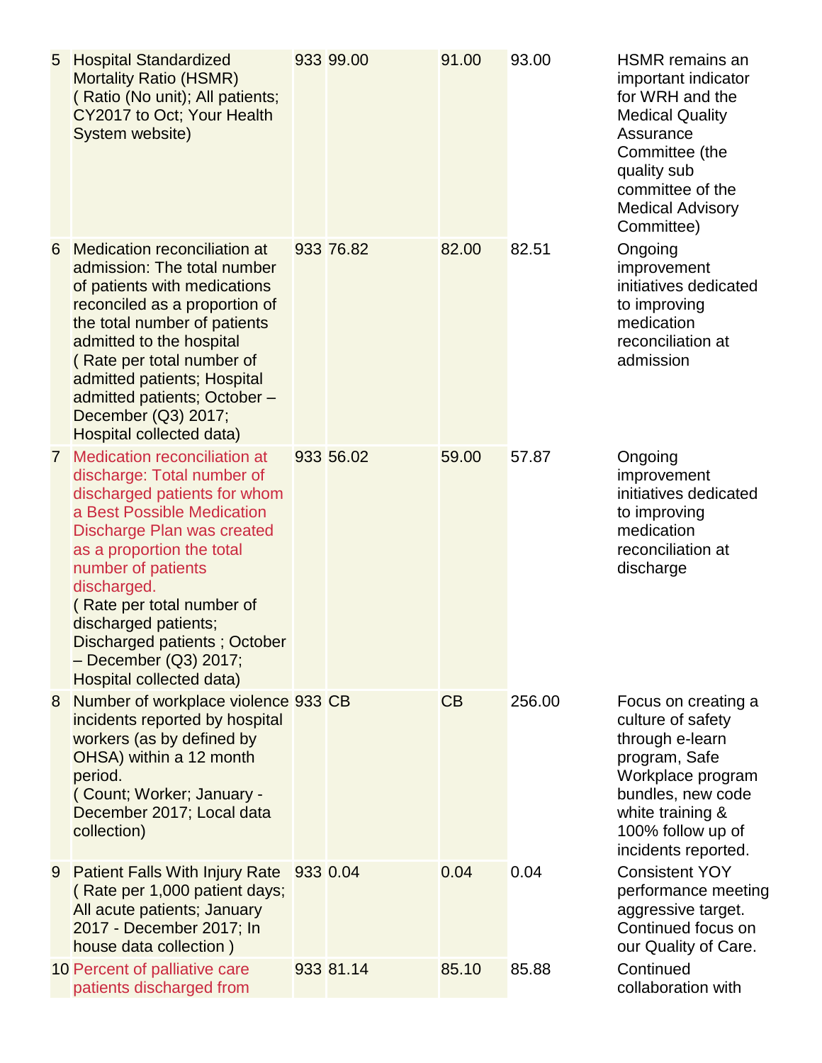| | | | | | | |
|---|---|---|---|---|---|---|
| 5 | Hospital Standardized Mortality Ratio (HSMR) ( Ratio (No unit); All patients; CY2017 to Oct; Your Health System website) | 933 | 99.00 | 91.00 | 93.00 | HSMR remains an important indicator for WRH and the Medical Quality Assurance Committee (the quality sub committee of the Medical Advisory Committee) |
| 6 | Medication reconciliation at admission: The total number of patients with medications reconciled as a proportion of the total number of patients admitted to the hospital ( Rate per total number of admitted patients; Hospital admitted patients; October – December (Q3) 2017; Hospital collected data) | 933 | 76.82 | 82.00 | 82.51 | Ongoing improvement initiatives dedicated to improving medication reconciliation at admission |
| 7 | Medication reconciliation at discharge: Total number of discharged patients for whom a Best Possible Medication Discharge Plan was created as a proportion the total number of patients discharged. ( Rate per total number of discharged patients; Discharged patients ; October – December (Q3) 2017; Hospital collected data) | 933 | 56.02 | 59.00 | 57.87 | Ongoing improvement initiatives dedicated to improving medication reconciliation at discharge |
| 8 | Number of workplace violence incidents reported by hospital workers (as by defined by OHSA) within a 12 month period. ( Count; Worker; January - December 2017; Local data collection) | 933 | CB | CB | 256.00 | Focus on creating a culture of safety through e-learn program, Safe Workplace program bundles, new code white training & 100% follow up of incidents reported. |
| 9 | Patient Falls With Injury Rate ( Rate per 1,000 patient days; All acute patients; January 2017 - December 2017; In house data collection ) | 933 | 0.04 | 0.04 | 0.04 | Consistent YOY performance meeting aggressive target. Continued focus on our Quality of Care. |
| 10 | Percent of palliative care patients discharged from | 933 | 81.14 | 85.10 | 85.88 | Continued collaboration with |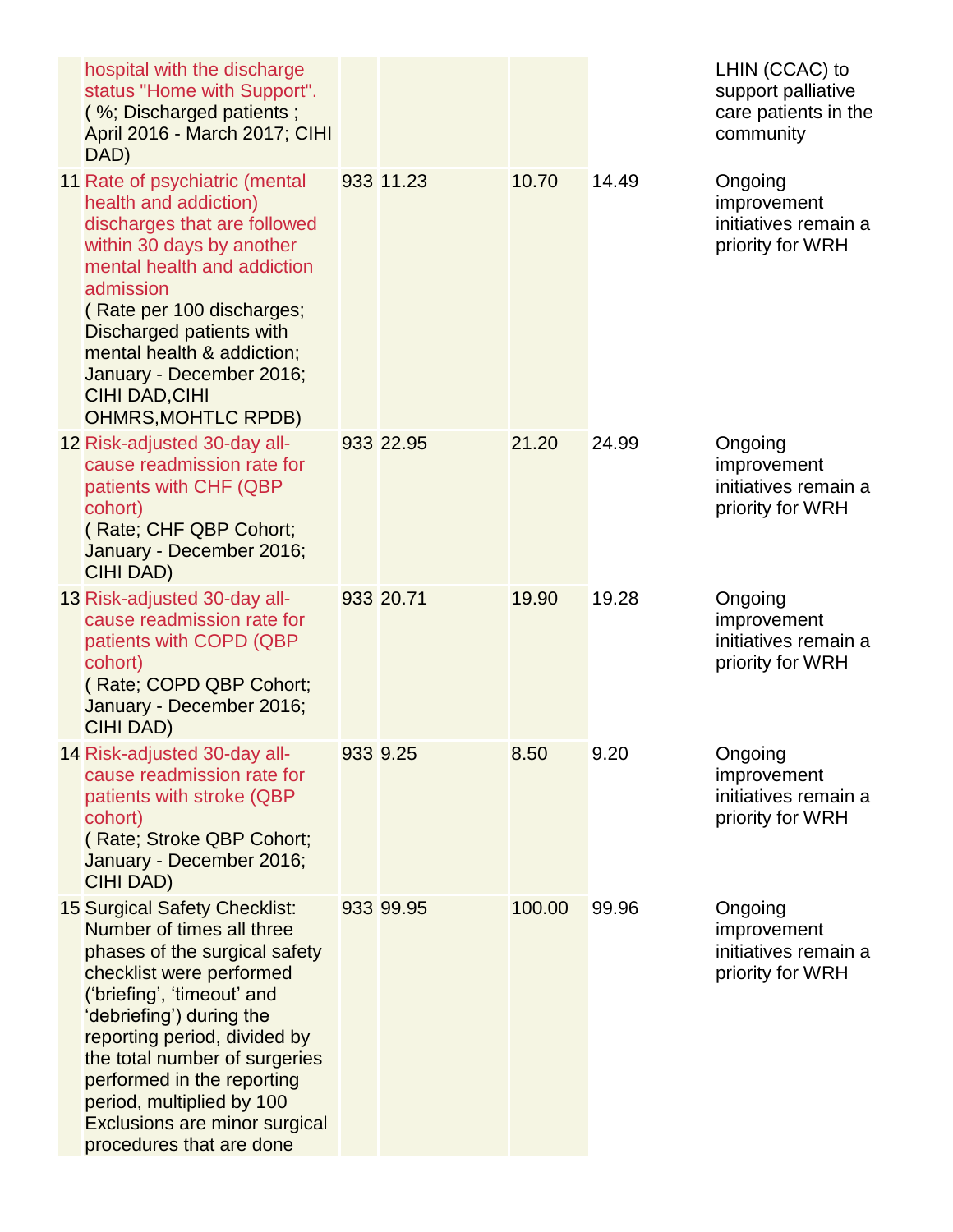| | | | | | | |
|---|---|---|---|---|---|---|
| | hospital with the discharge status "Home with Support". ( %; Discharged patients ; April 2016 - March 2017; CIHI DAD) | | | | | LHIN (CCAC) to support palliative care patients in the community |
| 11 | Rate of psychiatric (mental health and addiction) discharges that are followed within 30 days by another mental health and addiction admission ( Rate per 100 discharges; Discharged patients with mental health & addiction; January - December 2016; CIHI DAD,CIHI OHMRS,MOHTLC RPDB) | 933 | 11.23 | 10.70 | 14.49 | Ongoing improvement initiatives remain a priority for WRH |
| 12 | Risk-adjusted 30-day all-cause readmission rate for patients with CHF (QBP cohort) ( Rate; CHF QBP Cohort; January - December 2016; CIHI DAD) | 933 | 22.95 | 21.20 | 24.99 | Ongoing improvement initiatives remain a priority for WRH |
| 13 | Risk-adjusted 30-day all-cause readmission rate for patients with COPD (QBP cohort) ( Rate; COPD QBP Cohort; January - December 2016; CIHI DAD) | 933 | 20.71 | 19.90 | 19.28 | Ongoing improvement initiatives remain a priority for WRH |
| 14 | Risk-adjusted 30-day all-cause readmission rate for patients with stroke (QBP cohort) ( Rate; Stroke QBP Cohort; January - December 2016; CIHI DAD) | 933 | 9.25 | 8.50 | 9.20 | Ongoing improvement initiatives remain a priority for WRH |
| 15 | Surgical Safety Checklist: Number of times all three phases of the surgical safety checklist were performed ('briefing', 'timeout' and 'debriefing') during the reporting period, divided by the total number of surgeries performed in the reporting period, multiplied by 100 Exclusions are minor surgical procedures that are done | 933 | 99.95 | 100.00 | 99.96 | Ongoing improvement initiatives remain a priority for WRH |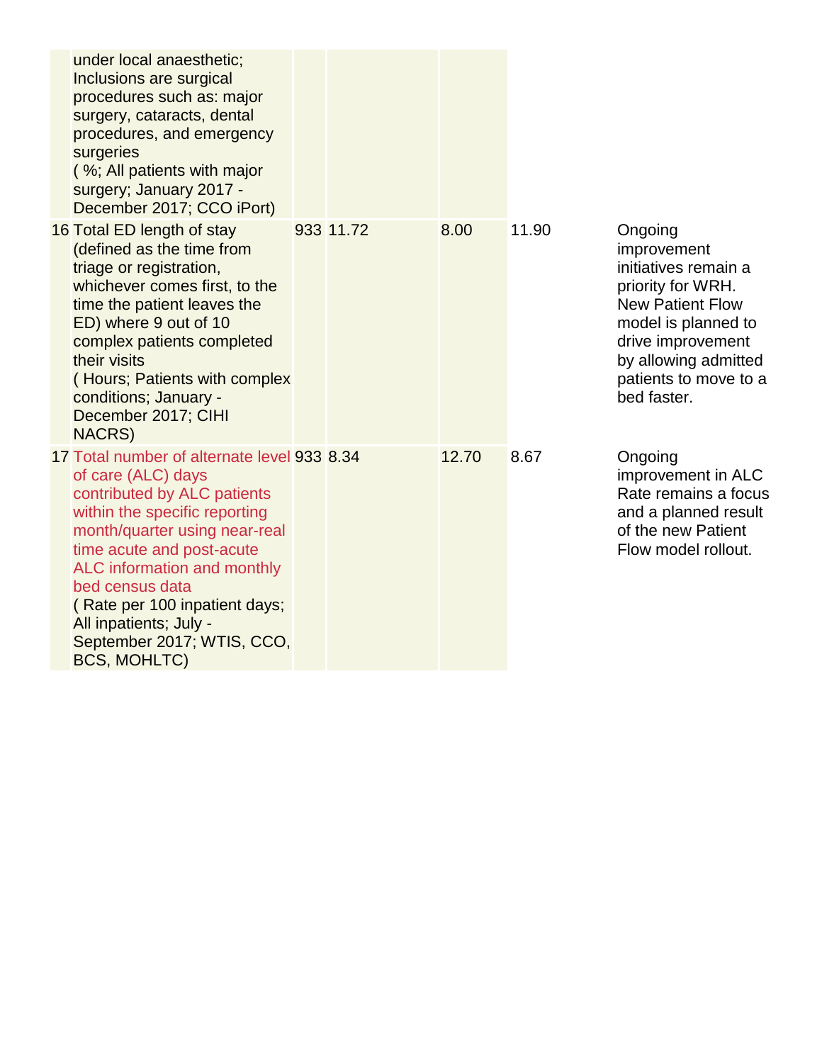| | | | | | | |
|---|---|---|---|---|---|---|
| | under local anaesthetic; Inclusions are surgical procedures such as: major surgery, cataracts, dental procedures, and emergency surgeries ( %; All patients with major surgery; January 2017 - December 2017; CCO iPort) | | | | | |
| 16 | Total ED length of stay (defined as the time from triage or registration, whichever comes first, to the time the patient leaves the ED) where 9 out of 10 complex patients completed their visits ( Hours; Patients with complex conditions; January - December 2017; CIHI NACRS) | 933 | 11.72 | 8.00 | 11.90 | Ongoing improvement initiatives remain a priority for WRH. New Patient Flow model is planned to drive improvement by allowing admitted patients to move to a bed faster. |
| 17 | Total number of alternate level of care (ALC) days contributed by ALC patients within the specific reporting month/quarter using near-real time acute and post-acute ALC information and monthly bed census data ( Rate per 100 inpatient days; All inpatients; July - September 2017; WTIS, CCO, BCS, MOHLTC) | 933 | 8.34 | 12.70 | 8.67 | Ongoing improvement in ALC Rate remains a focus and a planned result of the new Patient Flow model rollout. |